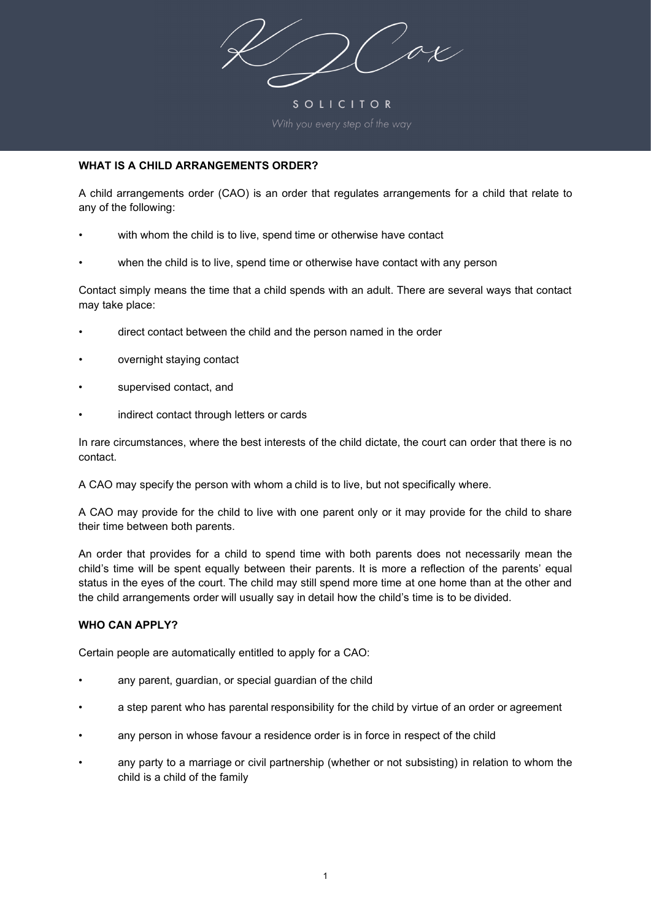KJ Cox

SOLICITOR

*With you every step of the way*

**WHAT IS A CHILD ARRANGEMENTS ORDER?**

A child arrangements order (CAO) is an order that regulates arrangements for a child that relate to any of the following:

- with whom the child is to live, spend time or otherwise have contact
- when the child is to live, spend time or otherwise have contact with any person

Contact simply means the time that a child spends with an adult. There are several ways that contact may take place:

- direct contact between the child and the person named in the order
- overnight staying contact
- supervised contact, and
- indirect contact through letters or cards

In rare circumstances, where the best interests of the child dictate, the court can order that there is no contact.

A CAO may specify the person with whom a child is to live, but not specifically where.

A CAO may provide for the child to live with one parent only or it may provide for the child to share their time between both parents.

An order that provides for a child to spend time with both parents does not necessarily mean the child's time will be spent equally between their parents. It is more a reflection of the parents' equal status in the eyes of the court. The child may still spend more time at one home than at the other and the child arrangements order will usually say in detail how the child's time is to be divided.

**WHO CAN APPLY?**

Certain people are automatically entitled to apply for a CAO:

- any parent, guardian, or special guardian of the child
- a step parent who has parental responsibility for the child by virtue of an order or agreement
- any person in whose favour a residence order is in force in respect of the child
- any party to a marriage or civil partnership (whether or not subsisting) in relation to whom the child is a child of the family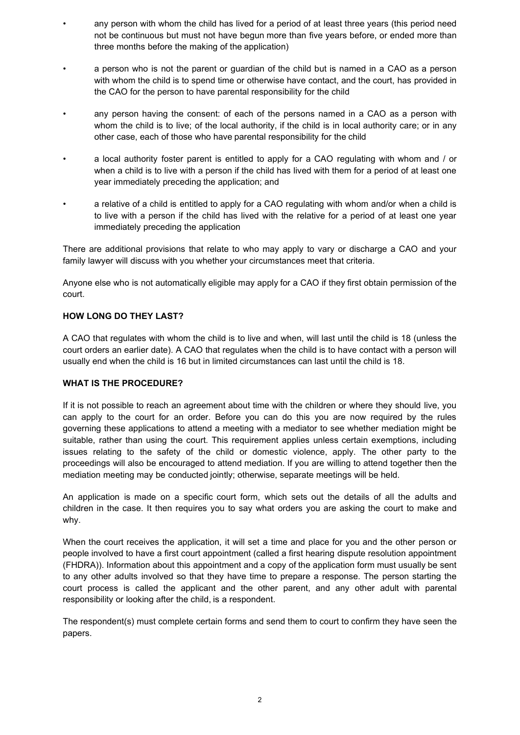- any person with whom the child has lived for a period of at least three years (this period need not be continuous but must not have begun more than five years before, or ended more than three months before the making of the application)
- a person who is not the parent or guardian of the child but is named in a CAO as a person with whom the child is to spend time or otherwise have contact, and the court, has provided in the CAO for the person to have parental responsibility for the child
- any person having the consent: of each of the persons named in a CAO as a person with whom the child is to live; of the local authority, if the child is in local authority care; or in any other case, each of those who have parental responsibility for the child
- a local authority foster parent is entitled to apply for a CAO regulating with whom and / or when a child is to live with a person if the child has lived with them for a period of at least one year immediately preceding the application; and
- a relative of a child is entitled to apply for a CAO regulating with whom and/or when a child is to live with a person if the child has lived with the relative for a period of at least one year immediately preceding the application

There are additional provisions that relate to who may apply to vary or discharge a CAO and your family lawyer will discuss with you whether your circumstances meet that criteria.

Anyone else who is not automatically eligible may apply for a CAO if they first obtain permission of the court.

**HOW LONG DO THEY LAST?**

A CAO that regulates with whom the child is to live and when, will last until the child is 18 (unless the court orders an earlier date). A CAO that regulates when the child is to have contact with a person will usually end when the child is 16 but in limited circumstances can last until the child is 18.

**WHAT IS THE PROCEDURE?**

If it is not possible to reach an agreement about time with the children or where they should live, you can apply to the court for an order. Before you can do this you are now required by the rules governing these applications to attend a meeting with a mediator to see whether mediation might be suitable, rather than using the court. This requirement applies unless certain exemptions, including issues relating to the safety of the child or domestic violence, apply. The other party to the proceedings will also be encouraged to attend mediation. If you are willing to attend together then the mediation meeting may be conducted jointly; otherwise, separate meetings will be held.

An application is made on a specific court form, which sets out the details of all the adults and children in the case. It then requires you to say what orders you are asking the court to make and why.

When the court receives the application, it will set a time and place for you and the other person or people involved to have a first court appointment (called a first hearing dispute resolution appointment (FHDRA)). Information about this appointment and a copy of the application form must usually be sent to any other adults involved so that they have time to prepare a response. The person starting the court process is called the applicant and the other parent, and any other adult with parental responsibility or looking after the child, is a respondent.

The respondent(s) must complete certain forms and send them to court to confirm they have seen the papers.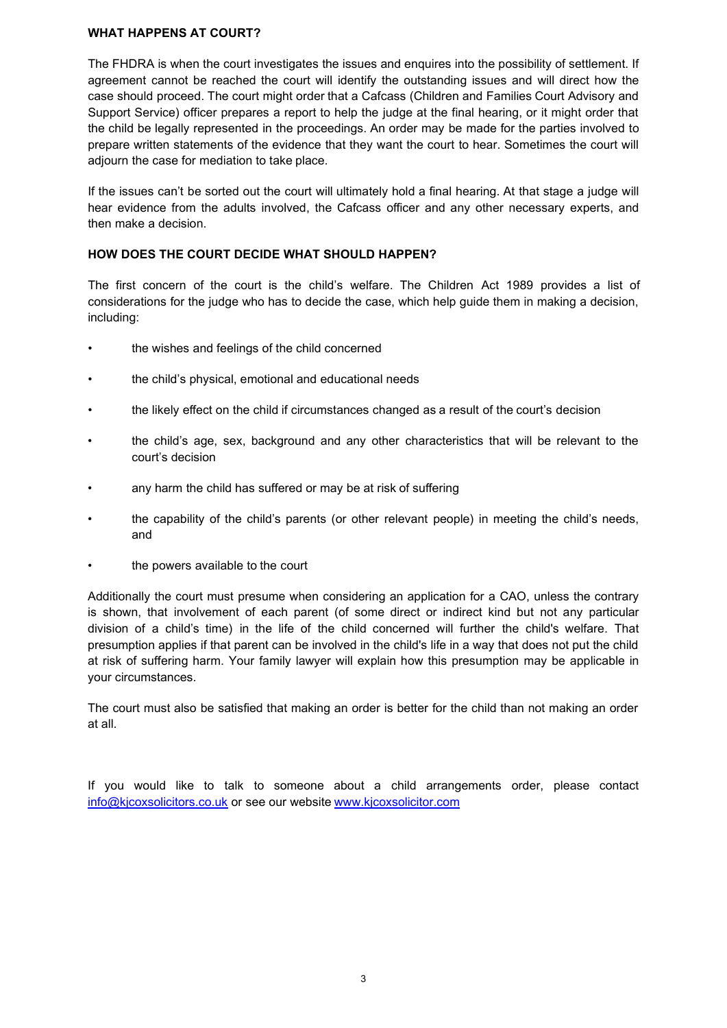## WHAT HAPPENS AT COURT?

The FHDRA is when the court investigates the issues and enquires into the possibility of settlement. If agreement cannot be reached the court will identify the outstanding issues and will direct how the case should proceed. The court might order that a Cafcass (Children and Families Court Advisory and Support Service) officer prepares a report to help the judge at the final hearing, or it might order that the child be legally represented in the proceedings. An order may be made for the parties involved to prepare written statements of the evidence that they want the court to hear. Sometimes the court will adjourn the case for mediation to take place.

If the issues can't be sorted out the court will ultimately hold a final hearing. At that stage a judge will hear evidence from the adults involved, the Cafcass officer and any other necessary experts, and then make a decision.

## HOW DOES THE COURT DECIDE WHAT SHOULD HAPPEN?

The first concern of the court is the child's welfare. The Children Act 1989 provides a list of considerations for the judge who has to decide the case, which help guide them in making a decision, including:

- the wishes and feelings of the child concerned
- the child's physical, emotional and educational needs
- the likely effect on the child if circumstances changed as a result of the court's decision
- the child's age, sex, background and any other characteristics that will be relevant to the court's decision
- any harm the child has suffered or may be at risk of suffering
- the capability of the child's parents (or other relevant people) in meeting the child's needs, and
- the powers available to the court

Additionally the court must presume when considering an application for a CAO, unless the contrary is shown, that involvement of each parent (of some direct or indirect kind but not any particular division of a child's time) in the life of the child concerned will further the child's welfare. That presumption applies if that parent can be involved in the child's life in a way that does not put the child at risk of suffering harm. Your family lawyer will explain how this presumption may be applicable in your circumstances.

The court must also be satisfied that making an order is better for the child than not making an order at all.

If you would like to talk to someone about a child arrangements order, please contact [info@kjcoxsolicitors.co.uk](mailto:info@kjcoxsolicitors.co.uk) or see our website [www.kjcoxsolicitor.com](http://www.kjcoxsolicitor.com)